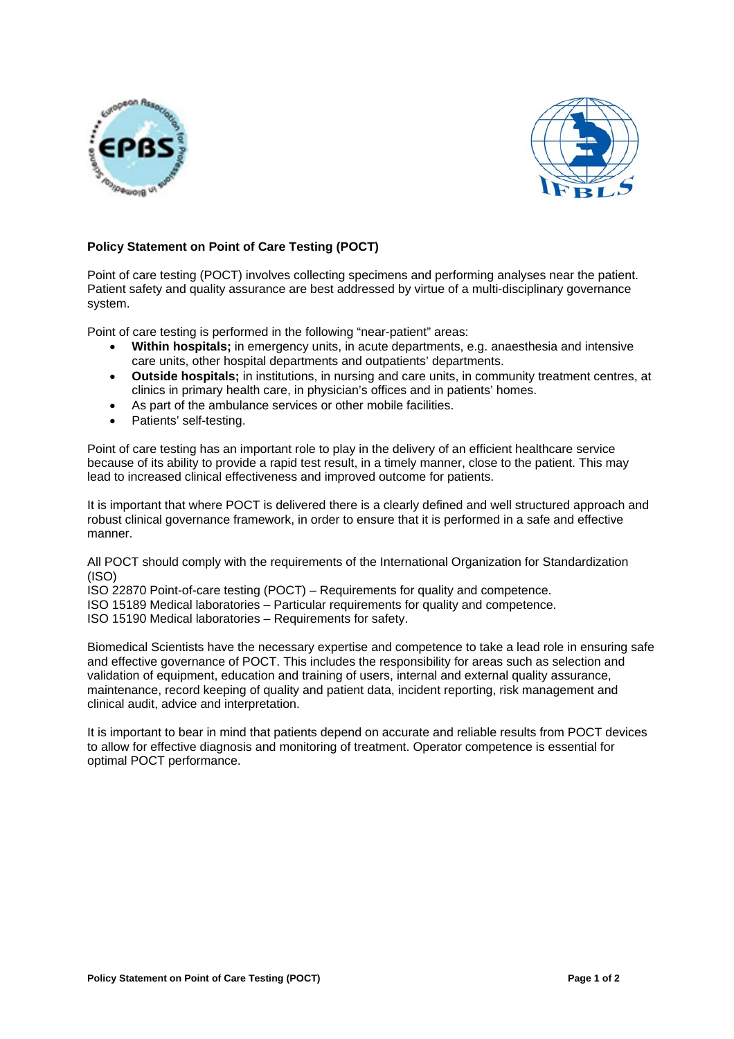**Policy Statement on Point of Care Testing (POCT)**

Point of care testing (POCT) involves collecting specimens and performing analyses near the patient. Patient safety and quality assurance are best addressed by virtue of a multi-disciplinary governance system.

Point of care testing is performed in the following "near-patient" areas:

- **Within hospitals;** in emergency units, in acute departments, e.g. anaesthesia and intensive care units, other hospital departments and outpatients' departments.
- **Outside hospitals;** in institutions, in nursing and care units, in community treatment centres, at clinics in primary health care, in physician's offices and in patients' homes.
- As part of the ambulance services or other mobile facilities.
- Patients' self-testing.

Point of care testing has an important role to play in the delivery of an efficient healthcare service because of its ability to provide a rapid test result, in a timely manner, close to the patient. This may lead to increased clinical effectiveness and improved outcome for patients.

It is important that where POCT is delivered there is a clearly defined and well structured approach and robust clinical governance framework, in order to ensure that it is performed in a safe and effective manner.

All POCT should comply with the requirements of the International Organization for Standardization (ISO)
ISO 22870 Point-of-care testing (POCT) – Requirements for quality and competence.
ISO 15189 Medical laboratories – Particular requirements for quality and competence.
ISO 15190 Medical laboratories – Requirements for safety.

Biomedical Scientists have the necessary expertise and competence to take a lead role in ensuring safe and effective governance of POCT. This includes the responsibility for areas such as selection and validation of equipment, education and training of users, internal and external quality assurance, maintenance, record keeping of quality and patient data, incident reporting, risk management and clinical audit, advice and interpretation.

It is important to bear in mind that patients depend on accurate and reliable results from POCT devices to allow for effective diagnosis and monitoring of treatment. Operator competence is essential for optimal POCT performance.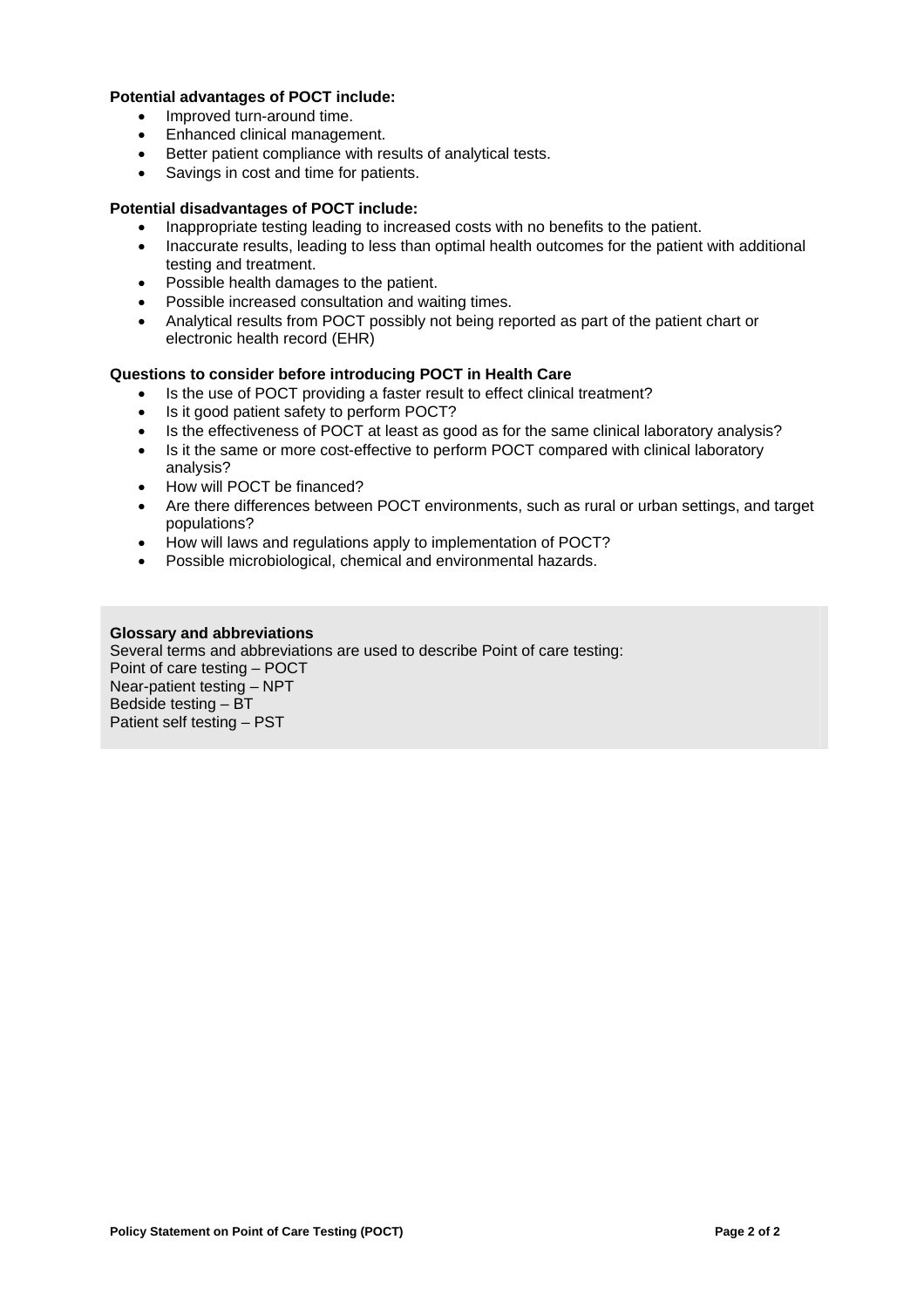**Potential advantages of POCT include:**

- Improved turn-around time.
- Enhanced clinical management.
- Better patient compliance with results of analytical tests.
- Savings in cost and time for patients.

**Potential disadvantages of POCT include:**

- Inappropriate testing leading to increased costs with no benefits to the patient.
- Inaccurate results, leading to less than optimal health outcomes for the patient with additional testing and treatment.
- Possible health damages to the patient.
- Possible increased consultation and waiting times.
- Analytical results from POCT possibly not being reported as part of the patient chart or electronic health record (EHR)

**Questions to consider before introducing POCT in Health Care**

- Is the use of POCT providing a faster result to effect clinical treatment?
- Is it good patient safety to perform POCT?
- Is the effectiveness of POCT at least as good as for the same clinical laboratory analysis?
- Is it the same or more cost-effective to perform POCT compared with clinical laboratory analysis?
- How will POCT be financed?
- Are there differences between POCT environments, such as rural or urban settings, and target populations?
- How will laws and regulations apply to implementation of POCT?
- Possible microbiological, chemical and environmental hazards.

**Glossary and abbreviations**

Several terms and abbreviations are used to describe Point of care testing:
Point of care testing – POCT
Near-patient testing – NPT
Bedside testing – BT
Patient self testing – PST